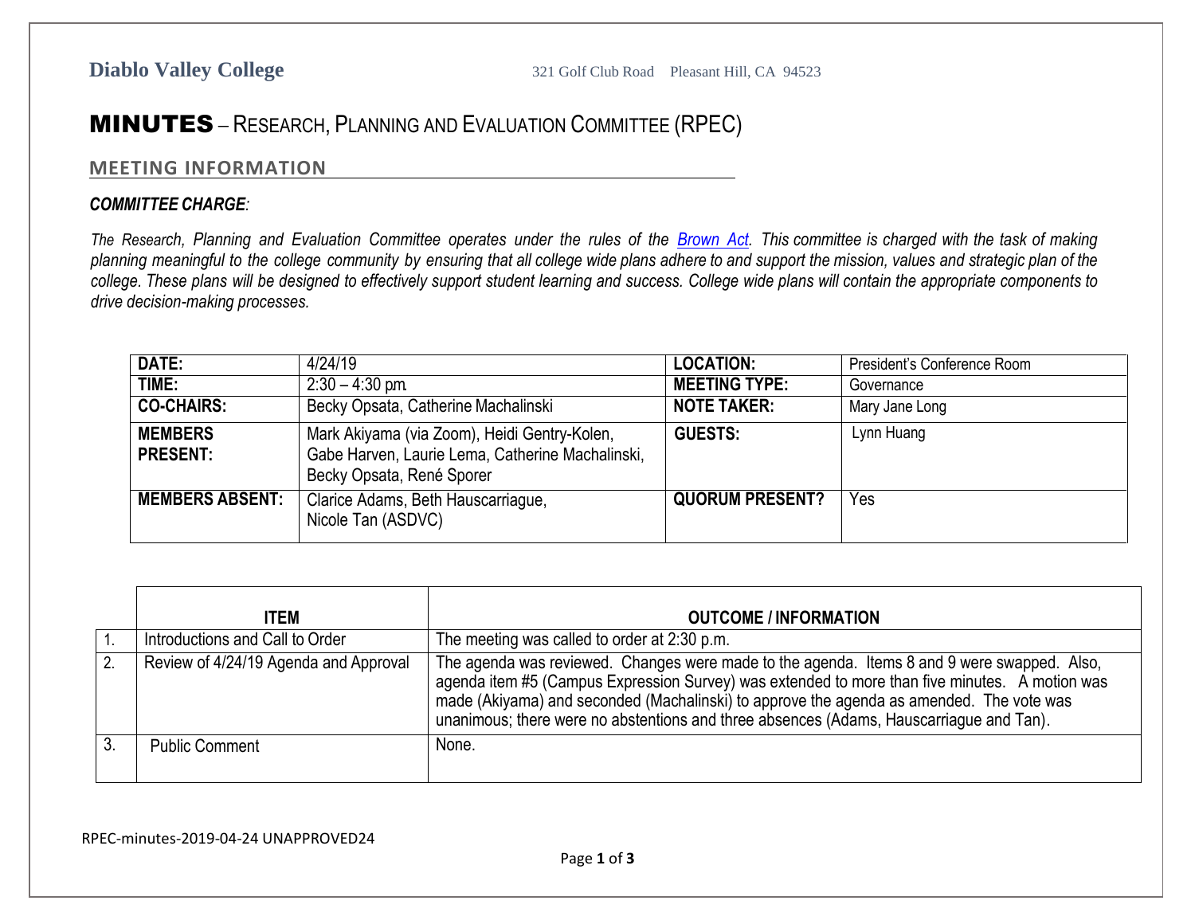**Diablo Valley College** 321 Golf Club Road Pleasant Hill, CA 94523

# MINUTES – RESEARCH, PLANNING AND EVALUATION COMMITTEE (RPEC)

## MEETING INFORMATION

***COMMITTEE CHARGE:***

*The Research, Planning and Evaluation Committee operates under the rules of the [Brown Act](). This committee is charged with the task of making planning meaningful to the college community by ensuring that all college wide plans adhere to and support the mission, values and strategic plan of the college. These plans will be designed to effectively support student learning and success. College wide plans will contain the appropriate components to drive decision-making processes.*

| | | | |
|---|---|---|---|
| **DATE:** | 4/24/19 | **LOCATION:** | President's Conference Room |
| **TIME:** | 2:30 – 4:30 pm. | **MEETING TYPE:** | Governance |
| **CO-CHAIRS:** | Becky Opsata, Catherine Machalinski | **NOTE TAKER:** | Mary Jane Long |
| **MEMBERS PRESENT:** | Mark Akiyama (via Zoom), Heidi Gentry-Kolen, Gabe Harven, Laurie Lema, Catherine Machalinski, Becky Opsata, René Sporer | **GUESTS:** | Lynn Huang |
| **MEMBERS ABSENT:** | Clarice Adams, Beth Hauscarriague, Nicole Tan (ASDVC) | **QUORUM PRESENT?** | Yes |

| | ITEM | OUTCOME / INFORMATION |
|---|---|---|
| 1. | Introductions and Call to Order | The meeting was called to order at 2:30 p.m. |
| 2. | Review of 4/24/19 Agenda and Approval | The agenda was reviewed. Changes were made to the agenda. Items 8 and 9 were swapped. Also, agenda item #5 (Campus Expression Survey) was extended to more than five minutes. A motion was made (Akiyama) and seconded (Machalinski) to approve the agenda as amended. The vote was unanimous; there were no abstentions and three absences (Adams, Hauscarriague and Tan). |
| 3. | Public Comment | None. |

RPEC-minutes-2019-04-24 UNAPPROVED24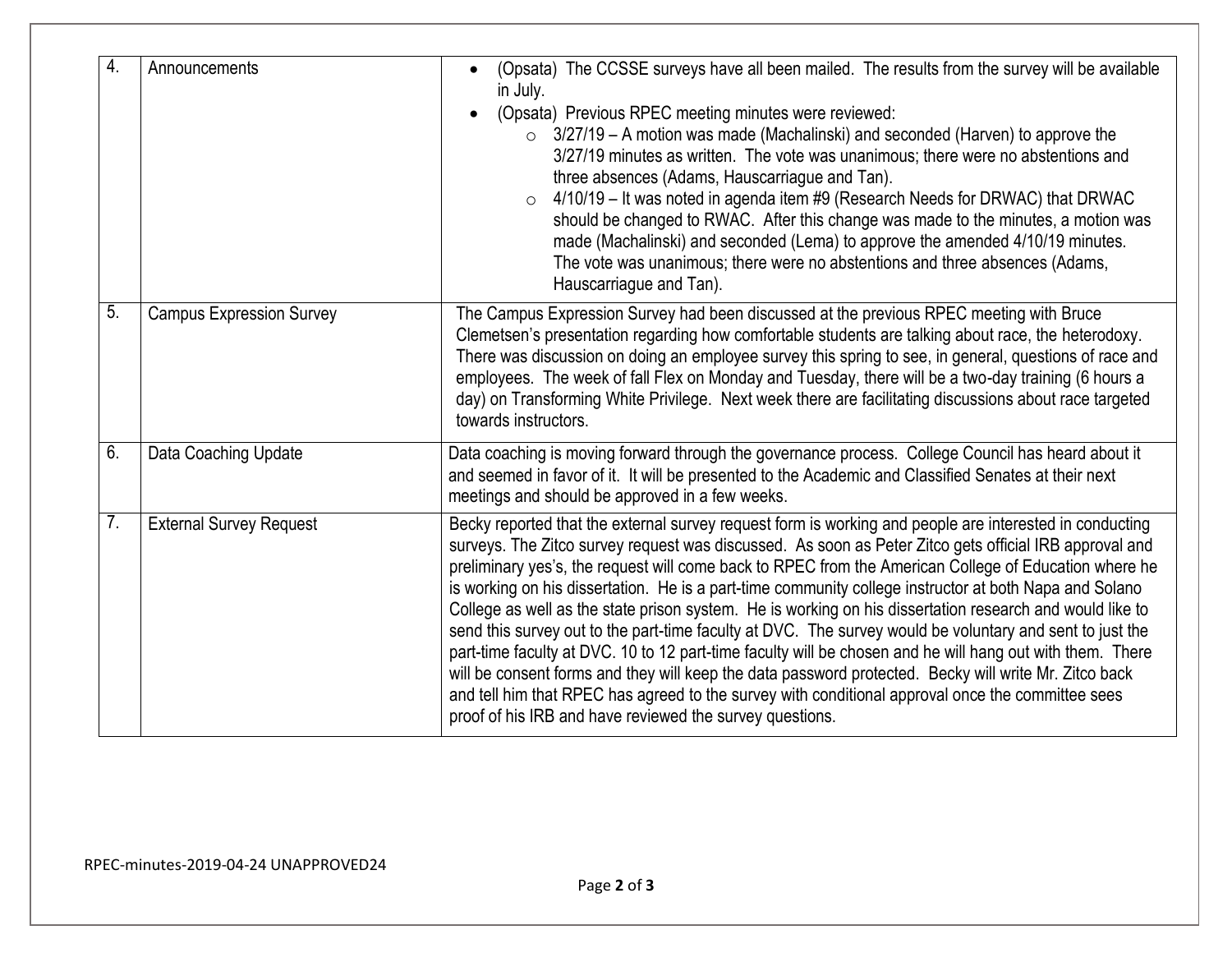| | | |
|---|---|---|
| 4. | Announcements | • (Opsata) The CCSSE surveys have all been mailed. The results from the survey will be available in July.<br>• (Opsata) Previous RPEC meeting minutes were reviewed:<br>○ 3/27/19 – A motion was made (Machalinski) and seconded (Harven) to approve the 3/27/19 minutes as written. The vote was unanimous; there were no abstentions and three absences (Adams, Hauscarriague and Tan).<br>○ 4/10/19 – It was noted in agenda item #9 (Research Needs for DRWAC) that DRWAC should be changed to RWAC. After this change was made to the minutes, a motion was made (Machalinski) and seconded (Lema) to approve the amended 4/10/19 minutes. The vote was unanimous; there were no abstentions and three absences (Adams, Hauscarriague and Tan). |
| 5. | Campus Expression Survey | The Campus Expression Survey had been discussed at the previous RPEC meeting with Bruce Clemetsen's presentation regarding how comfortable students are talking about race, the heterodoxy. There was discussion on doing an employee survey this spring to see, in general, questions of race and employees. The week of fall Flex on Monday and Tuesday, there will be a two-day training (6 hours a day) on Transforming White Privilege. Next week there are facilitating discussions about race targeted towards instructors. |
| 6. | Data Coaching Update | Data coaching is moving forward through the governance process. College Council has heard about it and seemed in favor of it. It will be presented to the Academic and Classified Senates at their next meetings and should be approved in a few weeks. |
| 7. | External Survey Request | Becky reported that the external survey request form is working and people are interested in conducting surveys. The Zitco survey request was discussed. As soon as Peter Zitco gets official IRB approval and preliminary yes's, the request will come back to RPEC from the American College of Education where he is working on his dissertation. He is a part-time community college instructor at both Napa and Solano College as well as the state prison system. He is working on his dissertation research and would like to send this survey out to the part-time faculty at DVC. The survey would be voluntary and sent to just the part-time faculty at DVC. 10 to 12 part-time faculty will be chosen and he will hang out with them. There will be consent forms and they will keep the data password protected. Becky will write Mr. Zitco back and tell him that RPEC has agreed to the survey with conditional approval once the committee sees proof of his IRB and have reviewed the survey questions. |

RPEC-minutes-2019-04-24 UNAPPROVED24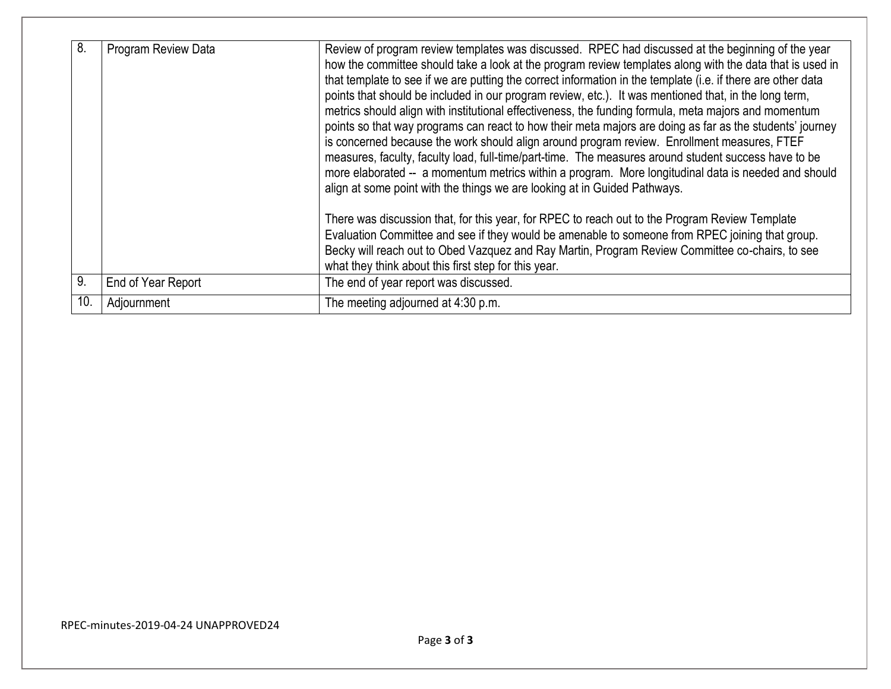| | | |
|---|---|---|
| 8. | Program Review Data | Review of program review templates was discussed. RPEC had discussed at the beginning of the year how the committee should take a look at the program review templates along with the data that is used in that template to see if we are putting the correct information in the template (i.e. if there are other data points that should be included in our program review, etc.). It was mentioned that, in the long term, metrics should align with institutional effectiveness, the funding formula, meta majors and momentum points so that way programs can react to how their meta majors are doing as far as the students' journey is concerned because the work should align around program review. Enrollment measures, FTEF measures, faculty, faculty load, full-time/part-time. The measures around student success have to be more elaborated -- a momentum metrics within a program. More longitudinal data is needed and should align at some point with the things we are looking at in Guided Pathways.<br><br>There was discussion that, for this year, for RPEC to reach out to the Program Review Template Evaluation Committee and see if they would be amenable to someone from RPEC joining that group. Becky will reach out to Obed Vazquez and Ray Martin, Program Review Committee co-chairs, to see what they think about this first step for this year. |
| 9. | End of Year Report | The end of year report was discussed. |
| 10. | Adjournment | The meeting adjourned at 4:30 p.m. |

RPEC-minutes-2019-04-24 UNAPPROVED24